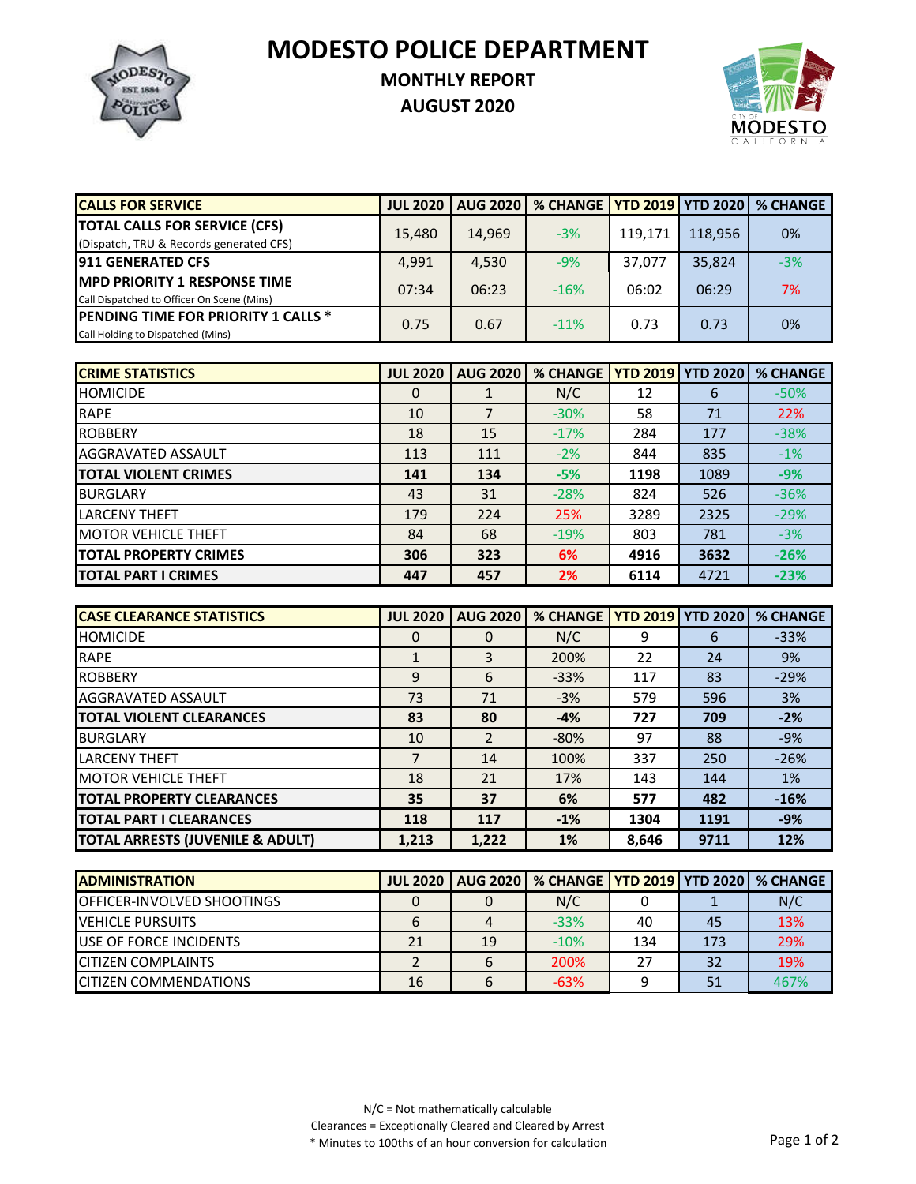# MODESTO POLICE DEPARTMENT

## MONTHLY REPORT

## AUGUST 2020

| CALLS FOR SERVICE | JUL 2020 | AUG 2020 | % CHANGE | YTD 2019 | YTD 2020 | % CHANGE |
|---|---|---|---|---|---|---|
| **TOTAL CALLS FOR SERVICE (CFS)** (Dispatch, TRU & Records generated CFS) | 15,480 | 14,969 | -3% | 119,171 | 118,956 | 0% |
| **911 GENERATED CFS** | 4,991 | 4,530 | -9% | 37,077 | 35,824 | -3% |
| **MPD PRIORITY 1 RESPONSE TIME** Call Dispatched to Officer On Scene (Mins) | 07:34 | 06:23 | -16% | 06:02 | 06:29 | 7% |
| **PENDING TIME FOR PRIORITY 1 CALLS *** Call Holding to Dispatched (Mins) | 0.75 | 0.67 | -11% | 0.73 | 0.73 | 0% |

| CRIME STATISTICS | JUL 2020 | AUG 2020 | % CHANGE | YTD 2019 | YTD 2020 | % CHANGE |
|---|---|---|---|---|---|---|
| HOMICIDE | 0 | 1 | N/C | 12 | 6 | -50% |
| RAPE | 10 | 7 | -30% | 58 | 71 | 22% |
| ROBBERY | 18 | 15 | -17% | 284 | 177 | -38% |
| AGGRAVATED ASSAULT | 113 | 111 | -2% | 844 | 835 | -1% |
| **TOTAL VIOLENT CRIMES** | **141** | **134** | **-5%** | **1198** | 1089 | **-9%** |
| BURGLARY | 43 | 31 | -28% | 824 | 526 | -36% |
| LARCENY THEFT | 179 | 224 | 25% | 3289 | 2325 | -29% |
| MOTOR VEHICLE THEFT | 84 | 68 | -19% | 803 | 781 | -3% |
| **TOTAL PROPERTY CRIMES** | **306** | **323** | **6%** | **4916** | **3632** | **-26%** |
| **TOTAL PART I CRIMES** | **447** | **457** | **2%** | **6114** | 4721 | **-23%** |

| CASE CLEARANCE STATISTICS | JUL 2020 | AUG 2020 | % CHANGE | YTD 2019 | YTD 2020 | % CHANGE |
|---|---|---|---|---|---|---|
| HOMICIDE | 0 | 0 | N/C | 9 | 6 | -33% |
| RAPE | 1 | 3 | 200% | 22 | 24 | 9% |
| ROBBERY | 9 | 6 | -33% | 117 | 83 | -29% |
| AGGRAVATED ASSAULT | 73 | 71 | -3% | 579 | 596 | 3% |
| **TOTAL VIOLENT CLEARANCES** | **83** | **80** | **-4%** | **727** | **709** | **-2%** |
| BURGLARY | 10 | 2 | -80% | 97 | 88 | -9% |
| LARCENY THEFT | 7 | 14 | 100% | 337 | 250 | -26% |
| MOTOR VEHICLE THEFT | 18 | 21 | 17% | 143 | 144 | 1% |
| **TOTAL PROPERTY CLEARANCES** | **35** | **37** | **6%** | **577** | **482** | **-16%** |
| **TOTAL PART I CLEARANCES** | **118** | **117** | **-1%** | **1304** | **1191** | **-9%** |
| **TOTAL ARRESTS (JUVENILE & ADULT)** | **1,213** | **1,222** | **1%** | **8,646** | **9711** | **12%** |

| ADMINISTRATION | JUL 2020 | AUG 2020 | % CHANGE | YTD 2019 | YTD 2020 | % CHANGE |
|---|---|---|---|---|---|---|
| OFFICER-INVOLVED SHOOTINGS | 0 | 0 | N/C | 0 | 1 | N/C |
| VEHICLE PURSUITS | 6 | 4 | -33% | 40 | 45 | 13% |
| USE OF FORCE INCIDENTS | 21 | 19 | -10% | 134 | 173 | 29% |
| CITIZEN COMPLAINTS | 2 | 6 | 200% | 27 | 32 | 19% |
| CITIZEN COMMENDATIONS | 16 | 6 | -63% | 9 | 51 | 467% |

N/C = Not mathematically calculable

Clearances = Exceptionally Cleared and Cleared by Arrest

* Minutes to 100ths of an hour conversion for calculation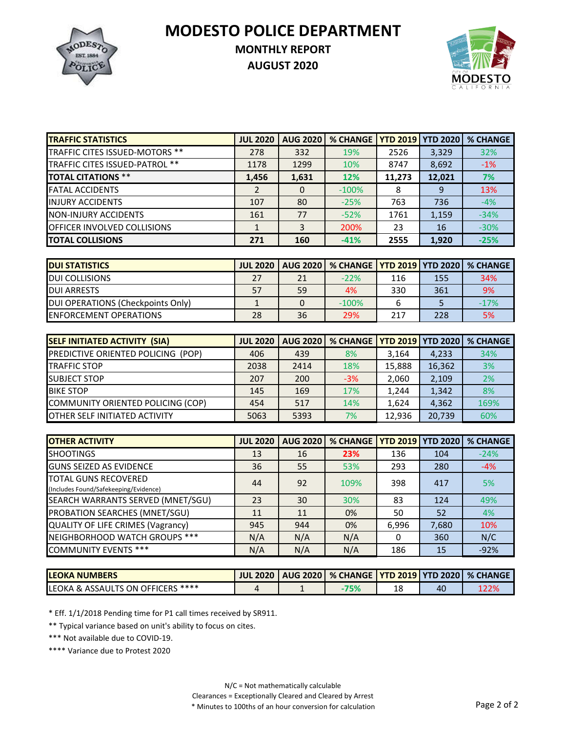# MODESTO POLICE DEPARTMENT

## MONTHLY REPORT

## AUGUST 2020

| TRAFFIC STATISTICS | JUL 2020 | AUG 2020 | % CHANGE | YTD 2019 | YTD 2020 | % CHANGE |
|---|---|---|---|---|---|---|
| TRAFFIC CITES ISSUED-MOTORS ** | 278 | 332 | 19% | 2526 | 3,329 | 32% |
| TRAFFIC CITES ISSUED-PATROL ** | 1178 | 1299 | 10% | 8747 | 8,692 | -1% |
| **TOTAL CITATIONS **** | **1,456** | **1,631** | **12%** | **11,273** | **12,021** | **7%** |
| FATAL ACCIDENTS | 2 | 0 | -100% | 8 | 9 | 13% |
| INJURY ACCIDENTS | 107 | 80 | -25% | 763 | 736 | -4% |
| NON-INJURY ACCIDENTS | 161 | 77 | -52% | 1761 | 1,159 | -34% |
| OFFICER INVOLVED COLLISIONS | 1 | 3 | 200% | 23 | 16 | -30% |
| **TOTAL COLLISIONS** | **271** | **160** | **-41%** | **2555** | **1,920** | **-25%** |

| DUI STATISTICS | JUL 2020 | AUG 2020 | % CHANGE | YTD 2019 | YTD 2020 | % CHANGE |
|---|---|---|---|---|---|---|
| DUI COLLISIONS | 27 | 21 | -22% | 116 | 155 | 34% |
| DUI ARRESTS | 57 | 59 | 4% | 330 | 361 | 9% |
| DUI OPERATIONS (Checkpoints Only) | 1 | 0 | -100% | 6 | 5 | -17% |
| ENFORCEMENT OPERATIONS | 28 | 36 | 29% | 217 | 228 | 5% |

| SELF INITIATED ACTIVITY (SIA) | JUL 2020 | AUG 2020 | % CHANGE | YTD 2019 | YTD 2020 | % CHANGE |
|---|---|---|---|---|---|---|
| PREDICTIVE ORIENTED POLICING (POP) | 406 | 439 | 8% | 3,164 | 4,233 | 34% |
| TRAFFIC STOP | 2038 | 2414 | 18% | 15,888 | 16,362 | 3% |
| SUBJECT STOP | 207 | 200 | -3% | 2,060 | 2,109 | 2% |
| BIKE STOP | 145 | 169 | 17% | 1,244 | 1,342 | 8% |
| COMMUNITY ORIENTED POLICING (COP) | 454 | 517 | 14% | 1,624 | 4,362 | 169% |
| OTHER SELF INITIATED ACTIVITY | 5063 | 5393 | 7% | 12,936 | 20,739 | 60% |

| OTHER ACTIVITY | JUL 2020 | AUG 2020 | % CHANGE | YTD 2019 | YTD 2020 | % CHANGE |
|---|---|---|---|---|---|---|
| SHOOTINGS | 13 | 16 | **23%** | 136 | 104 | -24% |
| GUNS SEIZED AS EVIDENCE | 36 | 55 | 53% | 293 | 280 | -4% |
| TOTAL GUNS RECOVERED (Includes Found/Safekeeping/Evidence) | 44 | 92 | 109% | 398 | 417 | 5% |
| SEARCH WARRANTS SERVED (MNET/SGU) | 23 | 30 | 30% | 83 | 124 | 49% |
| PROBATION SEARCHES (MNET/SGU) | 11 | 11 | 0% | 50 | 52 | 4% |
| QUALITY OF LIFE CRIMES (Vagrancy) | 945 | 944 | 0% | 6,996 | 7,680 | 10% |
| NEIGHBORHOOD WATCH GROUPS *** | N/A | N/A | N/A | 0 | 360 | N/C |
| COMMUNITY EVENTS *** | N/A | N/A | N/A | 186 | 15 | -92% |

| LEOKA NUMBERS | JUL 2020 | AUG 2020 | % CHANGE | YTD 2019 | YTD 2020 | % CHANGE |
|---|---|---|---|---|---|---|
| LEOKA & ASSAULTS ON OFFICERS **** | 4 | 1 | **-75%** | 18 | 40 | 122% |

* Eff. 1/1/2018 Pending time for P1 call times received by SR911.

** Typical variance based on unit's ability to focus on cites.

*** Not available due to COVID-19.

**** Variance due to Protest 2020

N/C = Not mathematically calculable

Clearances = Exceptionally Cleared and Cleared by Arrest

* Minutes to 100ths of an hour conversion for calculation